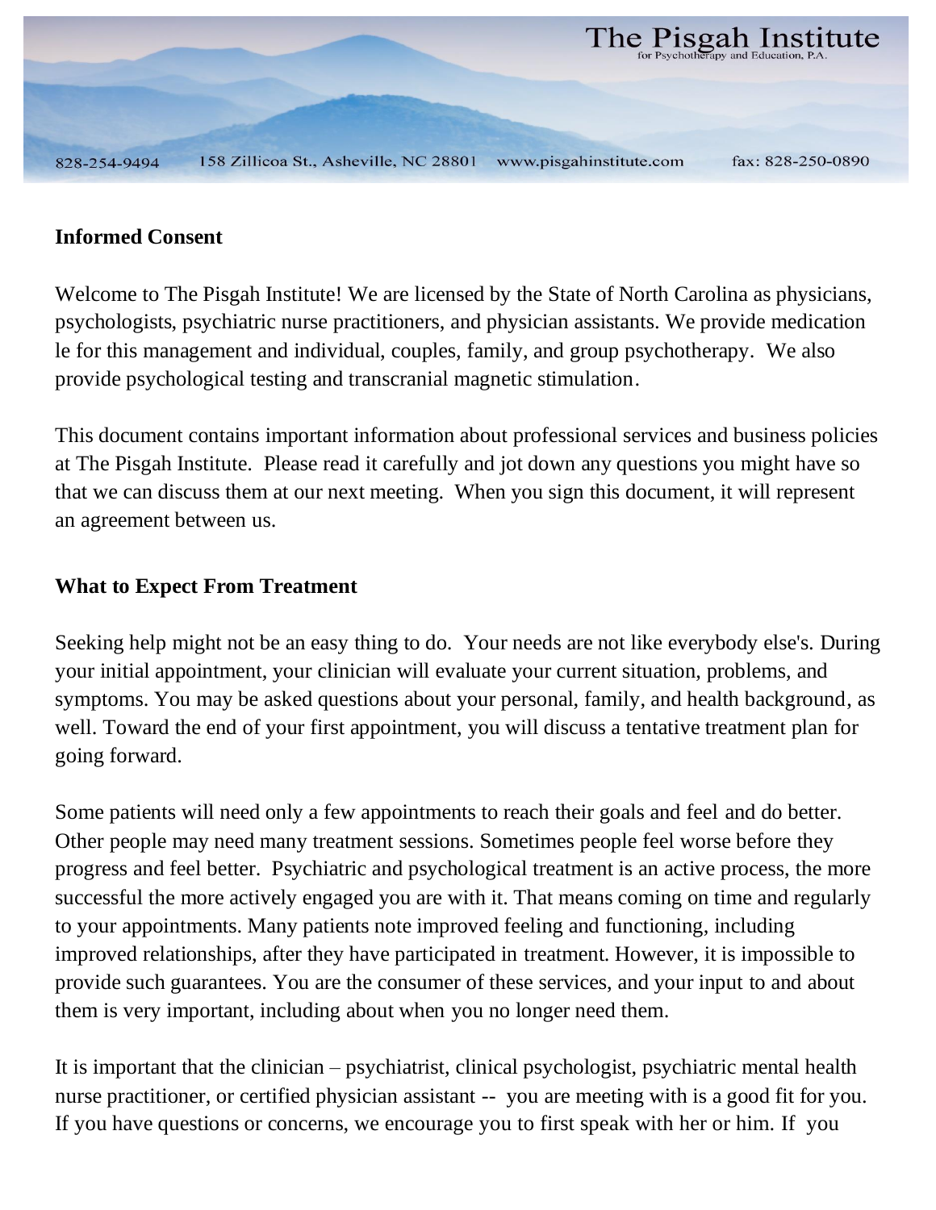The Pisgah Institute
for Psychotherapy and Education, P.A.

828-254-9494 158 Zillicoa St., Asheville, NC 28801 www.pisgahinstitute.com fax: 828-250-0890

**Informed Consent**

Welcome to The Pisgah Institute! We are licensed by the State of North Carolina as physicians, psychologists, psychiatric nurse practitioners, and physician assistants. We provide medication le for this management and individual, couples, family, and group psychotherapy. We also provide psychological testing and transcranial magnetic stimulation.

This document contains important information about professional services and business policies at The Pisgah Institute. Please read it carefully and jot down any questions you might have so that we can discuss them at our next meeting. When you sign this document, it will represent an agreement between us.

**What to Expect From Treatment**

Seeking help might not be an easy thing to do. Your needs are not like everybody else's. During your initial appointment, your clinician will evaluate your current situation, problems, and symptoms. You may be asked questions about your personal, family, and health background, as well. Toward the end of your first appointment, you will discuss a tentative treatment plan for going forward.

Some patients will need only a few appointments to reach their goals and feel and do better. Other people may need many treatment sessions. Sometimes people feel worse before they progress and feel better. Psychiatric and psychological treatment is an active process, the more successful the more actively engaged you are with it. That means coming on time and regularly to your appointments. Many patients note improved feeling and functioning, including improved relationships, after they have participated in treatment. However, it is impossible to provide such guarantees. You are the consumer of these services, and your input to and about them is very important, including about when you no longer need them.

It is important that the clinician – psychiatrist, clinical psychologist, psychiatric mental health nurse practitioner, or certified physician assistant -- you are meeting with is a good fit for you. If you have questions or concerns, we encourage you to first speak with her or him. If you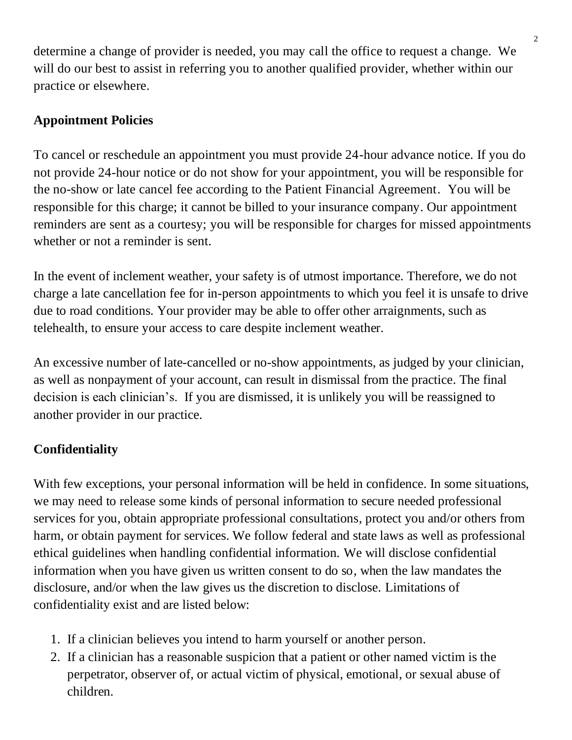determine a change of provider is needed, you may call the office to request a change. We will do our best to assist in referring you to another qualified provider, whether within our practice or elsewhere.

**Appointment Policies**

To cancel or reschedule an appointment you must provide 24-hour advance notice. If you do not provide 24-hour notice or do not show for your appointment, you will be responsible for the no-show or late cancel fee according to the Patient Financial Agreement. You will be responsible for this charge; it cannot be billed to your insurance company. Our appointment reminders are sent as a courtesy; you will be responsible for charges for missed appointments whether or not a reminder is sent.

In the event of inclement weather, your safety is of utmost importance. Therefore, we do not charge a late cancellation fee for in-person appointments to which you feel it is unsafe to drive due to road conditions. Your provider may be able to offer other arraignments, such as telehealth, to ensure your access to care despite inclement weather.

An excessive number of late-cancelled or no-show appointments, as judged by your clinician, as well as nonpayment of your account, can result in dismissal from the practice. The final decision is each clinician's. If you are dismissed, it is unlikely you will be reassigned to another provider in our practice.

**Confidentiality**

With few exceptions, your personal information will be held in confidence. In some situations, we may need to release some kinds of personal information to secure needed professional services for you, obtain appropriate professional consultations, protect you and/or others from harm, or obtain payment for services. We follow federal and state laws as well as professional ethical guidelines when handling confidential information. We will disclose confidential information when you have given us written consent to do so, when the law mandates the disclosure, and/or when the law gives us the discretion to disclose. Limitations of confidentiality exist and are listed below:

1. If a clinician believes you intend to harm yourself or another person.
2. If a clinician has a reasonable suspicion that a patient or other named victim is the perpetrator, observer of, or actual victim of physical, emotional, or sexual abuse of children.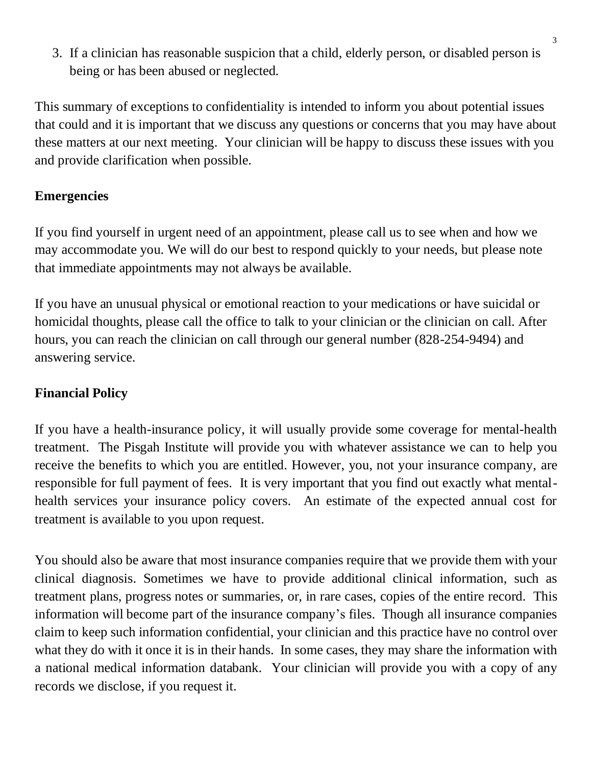3. If a clinician has reasonable suspicion that a child, elderly person, or disabled person is being or has been abused or neglected.

This summary of exceptions to confidentiality is intended to inform you about potential issues that could and it is important that we discuss any questions or concerns that you may have about these matters at our next meeting. Your clinician will be happy to discuss these issues with you and provide clarification when possible.

**Emergencies**

If you find yourself in urgent need of an appointment, please call us to see when and how we may accommodate you. We will do our best to respond quickly to your needs, but please note that immediate appointments may not always be available.

If you have an unusual physical or emotional reaction to your medications or have suicidal or homicidal thoughts, please call the office to talk to your clinician or the clinician on call. After hours, you can reach the clinician on call through our general number (828-254-9494) and answering service.

**Financial Policy**

If you have a health-insurance policy, it will usually provide some coverage for mental-health treatment. The Pisgah Institute will provide you with whatever assistance we can to help you receive the benefits to which you are entitled. However, you, not your insurance company, are responsible for full payment of fees. It is very important that you find out exactly what mental-health services your insurance policy covers. An estimate of the expected annual cost for treatment is available to you upon request.

You should also be aware that most insurance companies require that we provide them with your clinical diagnosis. Sometimes we have to provide additional clinical information, such as treatment plans, progress notes or summaries, or, in rare cases, copies of the entire record. This information will become part of the insurance company's files. Though all insurance companies claim to keep such information confidential, your clinician and this practice have no control over what they do with it once it is in their hands. In some cases, they may share the information with a national medical information databank. Your clinician will provide you with a copy of any records we disclose, if you request it.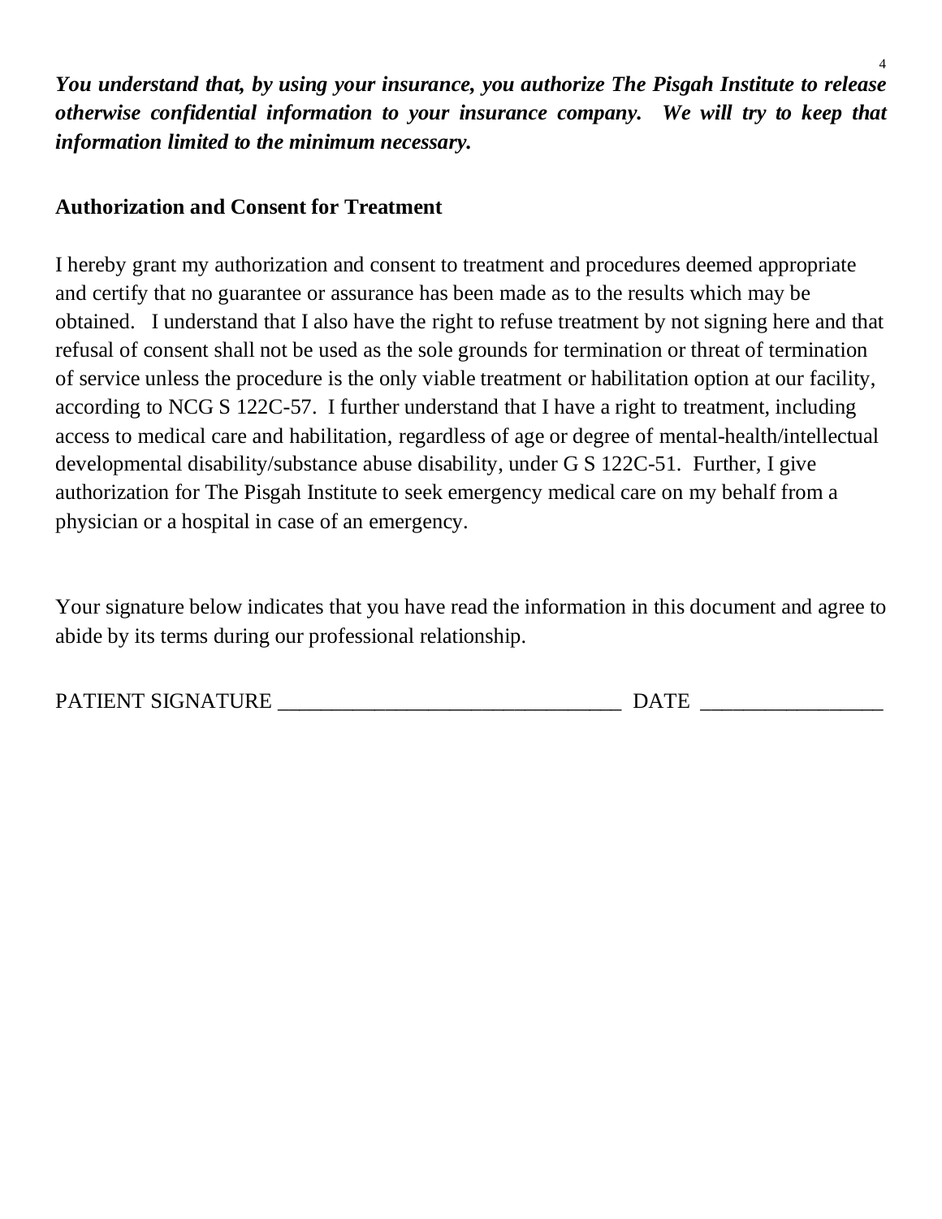***You understand that, by using your insurance, you authorize The Pisgah Institute to release otherwise confidential information to your insurance company. We will try to keep that information limited to the minimum necessary.***

**Authorization and Consent for Treatment**

I hereby grant my authorization and consent to treatment and procedures deemed appropriate and certify that no guarantee or assurance has been made as to the results which may be obtained. I understand that I also have the right to refuse treatment by not signing here and that refusal of consent shall not be used as the sole grounds for termination or threat of termination of service unless the procedure is the only viable treatment or habilitation option at our facility, according to NCG S 122C-57. I further understand that I have a right to treatment, including access to medical care and habilitation, regardless of age or degree of mental-health/intellectual developmental disability/substance abuse disability, under G S 122C-51. Further, I give authorization for The Pisgah Institute to seek emergency medical care on my behalf from a physician or a hospital in case of an emergency.

Your signature below indicates that you have read the information in this document and agree to abide by its terms during our professional relationship.

PATIENT SIGNATURE ________________________________ DATE _________________